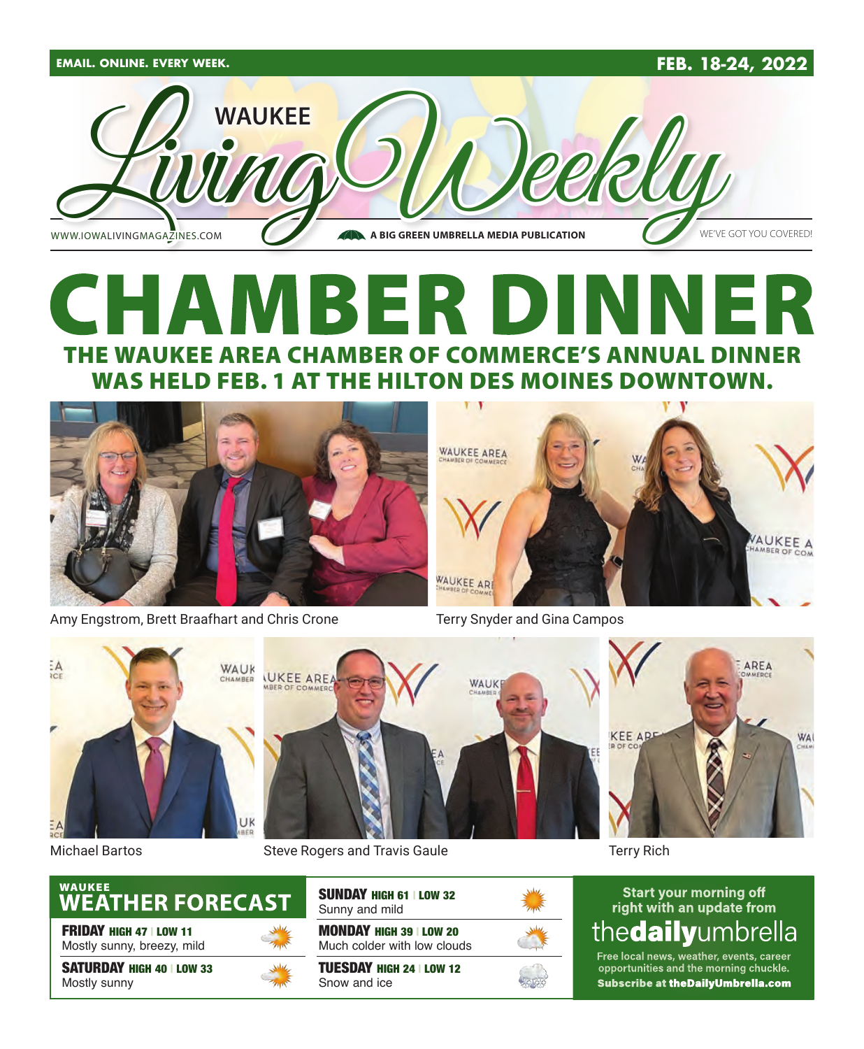EMAIL. ONLINE. EVERY WEEK.

FEB. 18-24, 2022

# WAUKEE Living Weekly

WWW.IOWALIVINGMAGAZINES.COM

A BIG GREEN UMBRELLA MEDIA PUBLICATION

WE'VE GOT YOU COVERED!

# CHAMBER DINNER

## THE WAUKEE AREA CHAMBER OF COMMERCE'S ANNUAL DINNER WAS HELD FEB. 1 AT THE HILTON DES MOINES DOWNTOWN.

Amy Engstrom, Brett Braafhart and Chris Crone

Terry Snyder and Gina Campos

Michael Bartos

Steve Rogers and Travis Gaule

Terry Rich

## WAUKEE WEATHER FORECAST

**FRIDAY** HIGH 47 | LOW 11
Mostly sunny, breezy, mild

**SATURDAY** HIGH 40 | LOW 33
Mostly sunny

**SUNDAY** HIGH 61 | LOW 32
Sunny and mild

**MONDAY** HIGH 39 | LOW 20
Much colder with low clouds

**TUESDAY** HIGH 24 | LOW 12
Snow and ice

Start your morning off right with an update from

**thedailyumbrella**

Free local news, weather, events, career opportunities and the morning chuckle.

**Subscribe at theDailyUmbrella.com**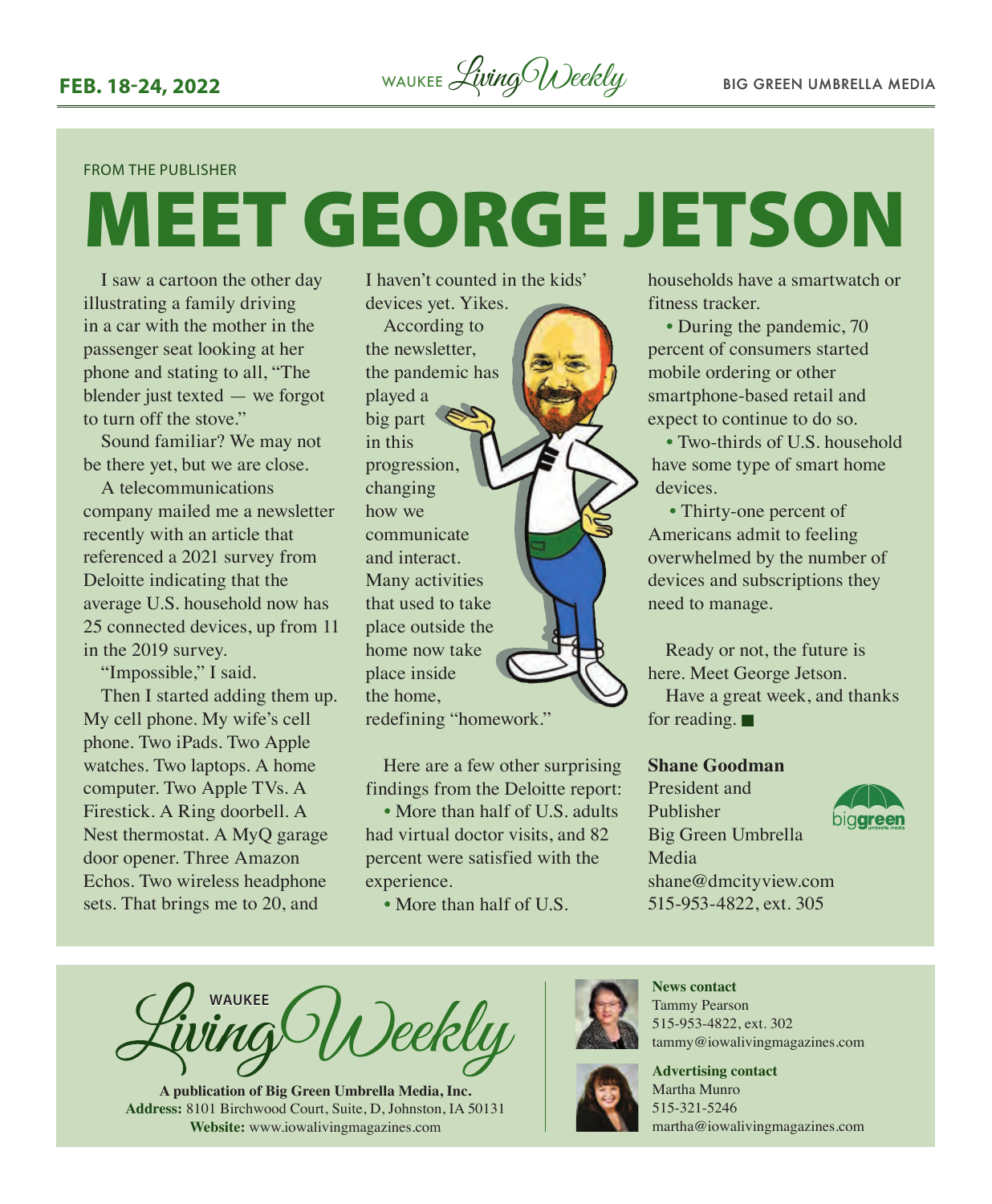FROM THE PUBLISHER

# MEET GEORGE JETSON

I saw a cartoon the other day illustrating a family driving in a car with the mother in the passenger seat looking at her phone and stating to all, "The blender just texted — we forgot to turn off the stove."

Sound familiar? We may not be there yet, but we are close.

A telecommunications company mailed me a newsletter recently with an article that referenced a 2021 survey from Deloitte indicating that the average U.S. household now has 25 connected devices, up from 11 in the 2019 survey.

"Impossible," I said.

Then I started adding them up. My cell phone. My wife's cell phone. Two iPads. Two Apple watches. Two laptops. A home computer. Two Apple TVs. A Firestick. A Ring doorbell. A Nest thermostat. A MyQ garage door opener. Three Amazon Echos. Two wireless headphone sets. That brings me to 20, and I haven't counted in the kids' devices yet. Yikes.

According to the newsletter, the pandemic has played a big part in this progression, changing how we communicate and interact. Many activities that used to take place outside the home now take place inside the home, redefining "homework."

Here are a few other surprising findings from the Deloitte report:

- More than half of U.S. adults had virtual doctor visits, and 82 percent were satisfied with the experience.
- More than half of U.S. households have a smartwatch or fitness tracker.
- During the pandemic, 70 percent of consumers started mobile ordering or other smartphone-based retail and expect to continue to do so.
- Two-thirds of U.S. household have some type of smart home devices.
- Thirty-one percent of Americans admit to feeling overwhelmed by the number of devices and subscriptions they need to manage.

Ready or not, the future is here. Meet George Jetson.

Have a great week, and thanks for reading. ■

**Shane Goodman**
President and Publisher
Big Green Umbrella Media
shane@dmcityview.com
515-953-4822, ext. 305

WAUKEE Living Weekly

**A publication of Big Green Umbrella Media, Inc.**
**Address:** 8101 Birchwood Court, Suite, D, Johnston, IA 50131
**Website:** www.iowalivingmagazines.com

**News contact**
Tammy Pearson
515-953-4822, ext. 302
tammy@iowalivingmagazines.com

**Advertising contact**
Martha Munro
515-321-5246
martha@iowalivingmagazines.com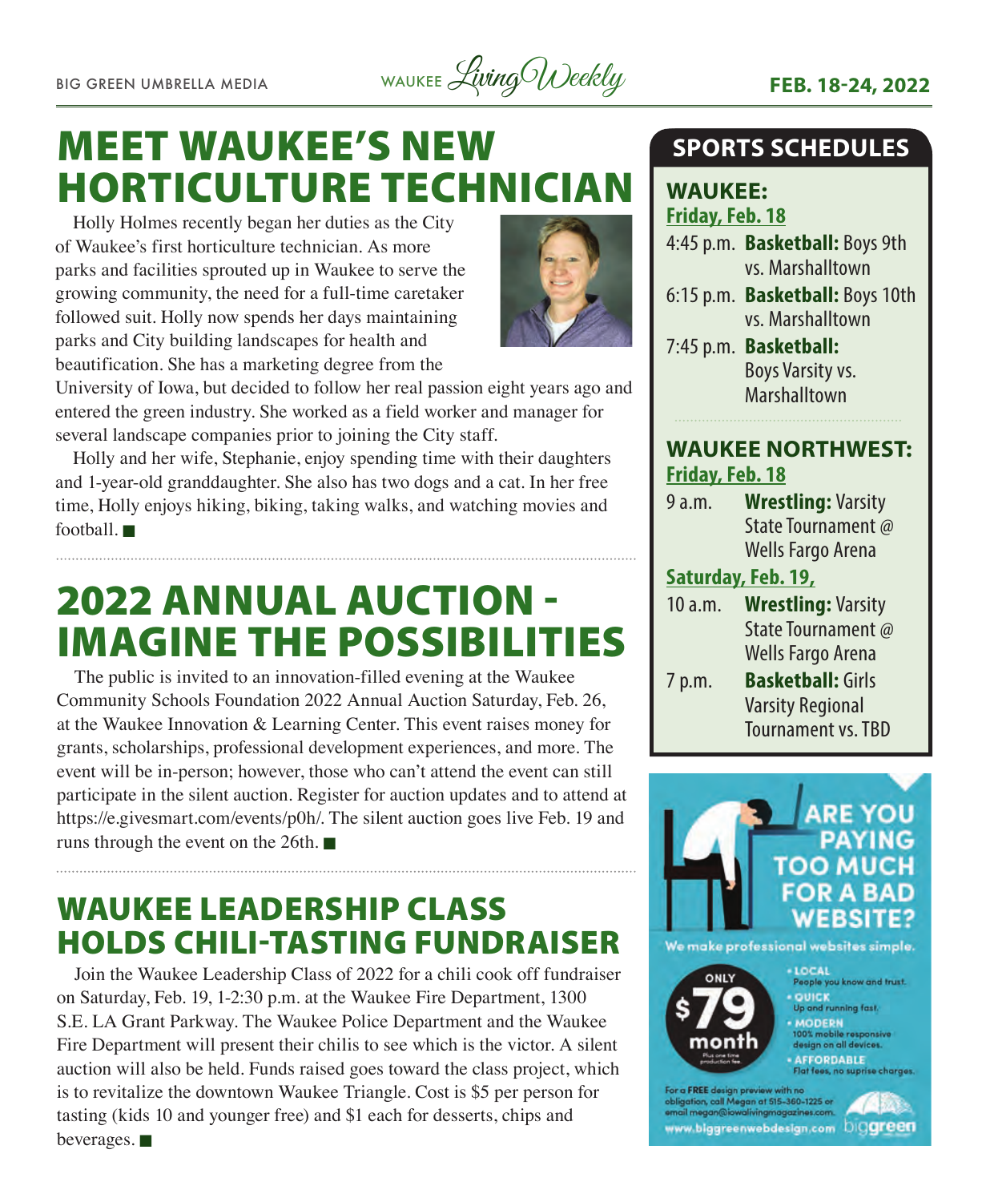# MEET WAUKEE'S NEW HORTICULTURE TECHNICIAN

Holly Holmes recently began her duties as the City of Waukee's first horticulture technician. As more parks and facilities sprouted up in Waukee to serve the growing community, the need for a full-time caretaker followed suit. Holly now spends her days maintaining parks and City building landscapes for health and beautification. She has a marketing degree from the University of Iowa, but decided to follow her real passion eight years ago and entered the green industry. She worked as a field worker and manager for several landscape companies prior to joining the City staff.

Holly and her wife, Stephanie, enjoy spending time with their daughters and 1-year-old granddaughter. She also has two dogs and a cat. In her free time, Holly enjoys hiking, biking, taking walks, and watching movies and football. ■

# 2022 ANNUAL AUCTION - IMAGINE THE POSSIBILITIES

The public is invited to an innovation-filled evening at the Waukee Community Schools Foundation 2022 Annual Auction Saturday, Feb. 26, at the Waukee Innovation & Learning Center. This event raises money for grants, scholarships, professional development experiences, and more. The event will be in-person; however, those who can't attend the event can still participate in the silent auction. Register for auction updates and to attend at https://e.givesmart.com/events/p0h/. The silent auction goes live Feb. 19 and runs through the event on the 26th. ■

# WAUKEE LEADERSHIP CLASS HOLDS CHILI-TASTING FUNDRAISER

Join the Waukee Leadership Class of 2022 for a chili cook off fundraiser on Saturday, Feb. 19, 1-2:30 p.m. at the Waukee Fire Department, 1300 S.E. LA Grant Parkway. The Waukee Police Department and the Waukee Fire Department will present their chilis to see which is the victor. A silent auction will also be held. Funds raised goes toward the class project, which is to revitalize the downtown Waukee Triangle. Cost is $5 per person for tasting (kids 10 and younger free) and $1 each for desserts, chips and beverages. ■

## SPORTS SCHEDULES

### WAUKEE:

**Friday, Feb. 18**

4:45 p.m. **Basketball:** Boys 9th vs. Marshalltown

6:15 p.m. **Basketball:** Boys 10th vs. Marshalltown

7:45 p.m. **Basketball:** Boys Varsity vs. Marshalltown

### WAUKEE NORTHWEST:

**Friday, Feb. 18**

9 a.m. **Wrestling:** Varsity State Tournament @ Wells Fargo Arena

**Saturday, Feb. 19,**

10 a.m. **Wrestling:** Varsity State Tournament @ Wells Fargo Arena

7 p.m. **Basketball:** Girls Varsity Regional Tournament vs. TBD

## ARE YOU PAYING TOO MUCH FOR A BAD WEBSITE?

We make professional websites simple.

ONLY $79 month
Plus one time production fee.

- LOCAL People you know and trust.
- QUICK Up and running fast.
- MODERN 100% mobile responsive design on all devices.
- AFFORDABLE Flat fees, no suprise charges.

For a FREE design preview with no obligation, call Megan at 515-360-1225 or email megan@iowalivingmagazines.com.

www.biggreenwebdesign.com biggreen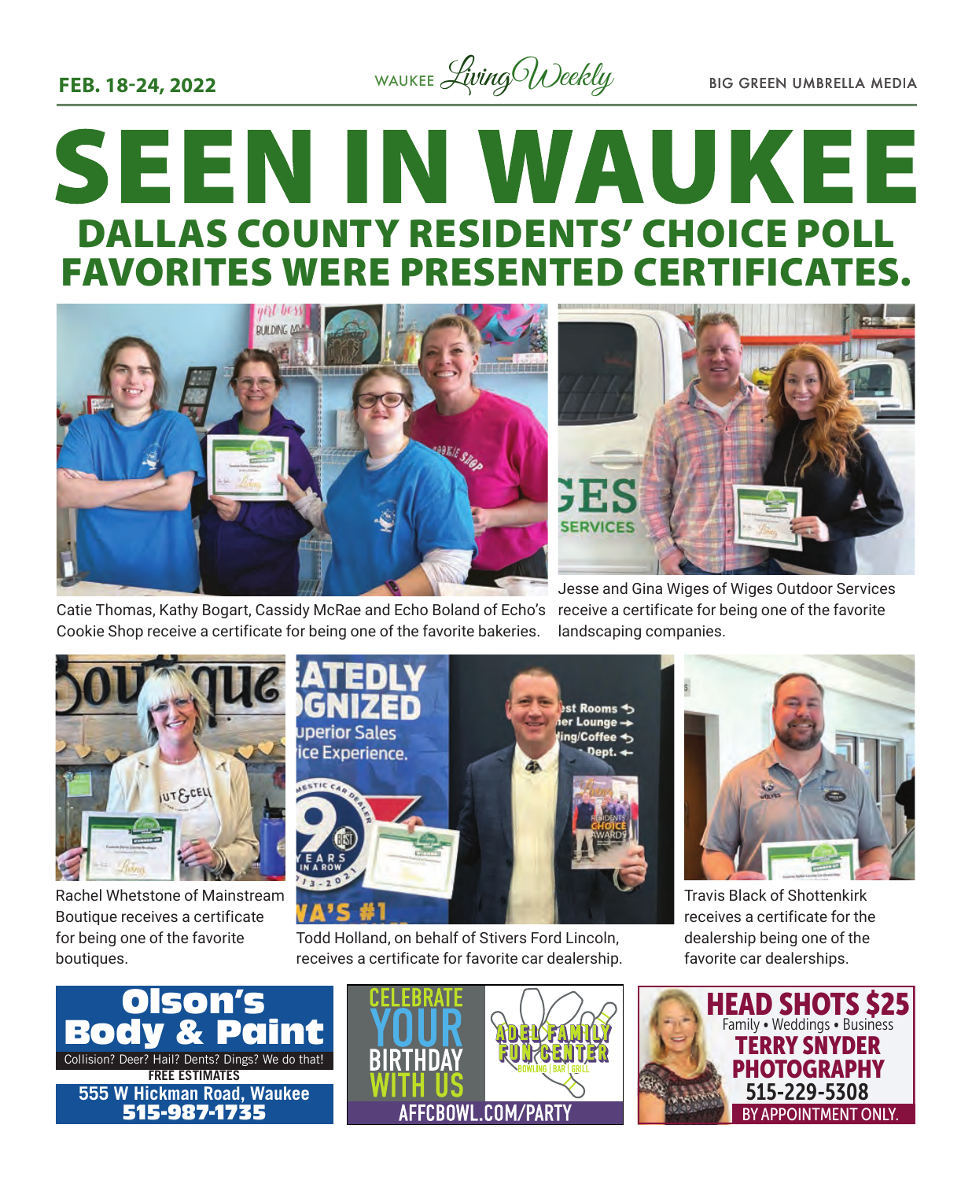# SEEN IN WAUKEE

## DALLAS COUNTY RESIDENTS' CHOICE POLL FAVORITES WERE PRESENTED CERTIFICATES.

Catie Thomas, Kathy Bogart, Cassidy McRae and Echo Boland of Echo's Cookie Shop receive a certificate for being one of the favorite bakeries.

Jesse and Gina Wiges of Wiges Outdoor Services receive a certificate for being one of the favorite landscaping companies.

Rachel Whetstone of Mainstream Boutique receives a certificate for being one of the favorite boutiques.

Todd Holland, on behalf of Stivers Ford Lincoln, receives a certificate for favorite car dealership.

Travis Black of Shottenkirk receives a certificate for the dealership being one of the favorite car dealerships.

**Olson's Body & Paint**
Collision? Deer? Hail? Dents? Dings? We do that!
FREE ESTIMATES
555 W Hickman Road, Waukee
515-987-1735

CELEBRATE YOUR BIRTHDAY WITH US
ADEL FAMILY FUN CENTER
BOWLING | BAR | GRILL
AFFCBOWL.COM/PARTY

**HEAD SHOTS $25**
Family • Weddings • Business
TERRY SNYDER PHOTOGRAPHY
515-229-5308
BY APPOINTMENT ONLY.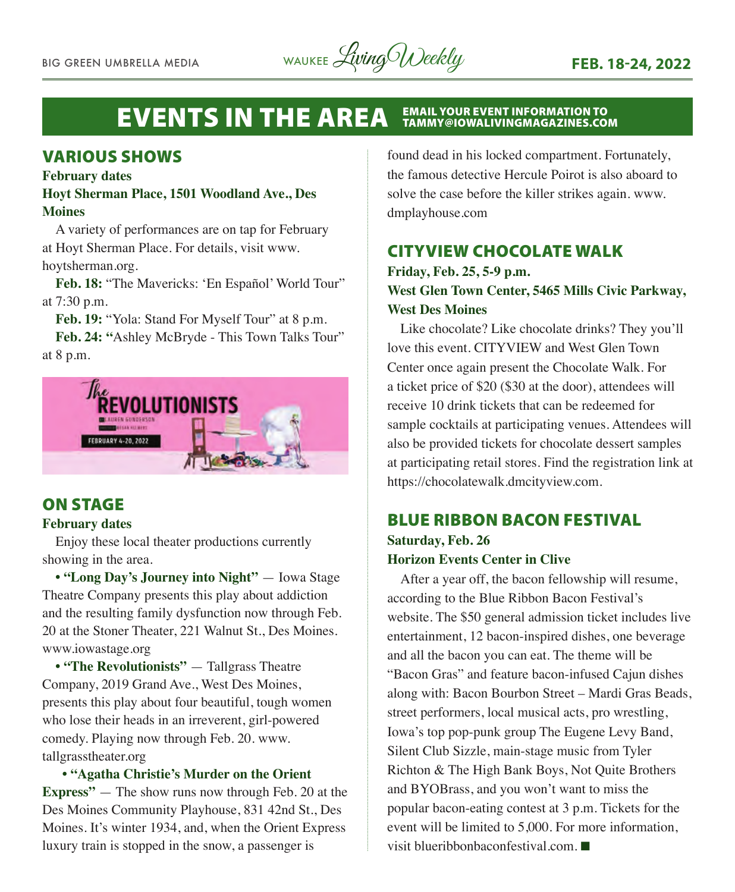# EVENTS IN THE AREA

EMAIL YOUR EVENT INFORMATION TO TAMMY@IOWALIVINGMAGAZINES.COM

## VARIOUS SHOWS

**February dates**

**Hoyt Sherman Place, 1501 Woodland Ave., Des Moines**

A variety of performances are on tap for February at Hoyt Sherman Place. For details, visit www.hoytsherman.org.

**Feb. 18:** "The Mavericks: 'En Español' World Tour" at 7:30 p.m.

**Feb. 19:** "Yola: Stand For Myself Tour" at 8 p.m.

**Feb. 24:** "Ashley McBryde - This Town Talks Tour" at 8 p.m.

## ON STAGE

**February dates**

Enjoy these local theater productions currently showing in the area.

• **"Long Day's Journey into Night"** — Iowa Stage Theatre Company presents this play about addiction and the resulting family dysfunction now through Feb. 20 at the Stoner Theater, 221 Walnut St., Des Moines. www.iowastage.org

• **"The Revolutionists"** — Tallgrass Theatre Company, 2019 Grand Ave., West Des Moines, presents this play about four beautiful, tough women who lose their heads in an irreverent, girl-powered comedy. Playing now through Feb. 20. www.tallgrasstheater.org

• **"Agatha Christie's Murder on the Orient Express"** — The show runs now through Feb. 20 at the Des Moines Community Playhouse, 831 42nd St., Des Moines. It's winter 1934, and, when the Orient Express luxury train is stopped in the snow, a passenger is found dead in his locked compartment. Fortunately, the famous detective Hercule Poirot is also aboard to solve the case before the killer strikes again. www.dmplayhouse.com

## CITYVIEW CHOCOLATE WALK

**Friday, Feb. 25, 5-9 p.m.**

**West Glen Town Center, 5465 Mills Civic Parkway, West Des Moines**

Like chocolate? Like chocolate drinks? They you'll love this event. CITYVIEW and West Glen Town Center once again present the Chocolate Walk. For a ticket price of $20 ($30 at the door), attendees will receive 10 drink tickets that can be redeemed for sample cocktails at participating venues. Attendees will also be provided tickets for chocolate dessert samples at participating retail stores. Find the registration link at https://chocolatewalk.dmcityview.com.

## BLUE RIBBON BACON FESTIVAL

**Saturday, Feb. 26**

**Horizon Events Center in Clive**

After a year off, the bacon fellowship will resume, according to the Blue Ribbon Bacon Festival's website. The $50 general admission ticket includes live entertainment, 12 bacon-inspired dishes, one beverage and all the bacon you can eat. The theme will be "Bacon Gras" and feature bacon-infused Cajun dishes along with: Bacon Bourbon Street – Mardi Gras Beads, street performers, local musical acts, pro wrestling, Iowa's top pop-punk group The Eugene Levy Band, Silent Club Sizzle, main-stage music from Tyler Richton & The High Bank Boys, Not Quite Brothers and BYOBrass, and you won't want to miss the popular bacon-eating contest at 3 p.m. Tickets for the event will be limited to 5,000. For more information, visit blueribbonbaconfestival.com. ■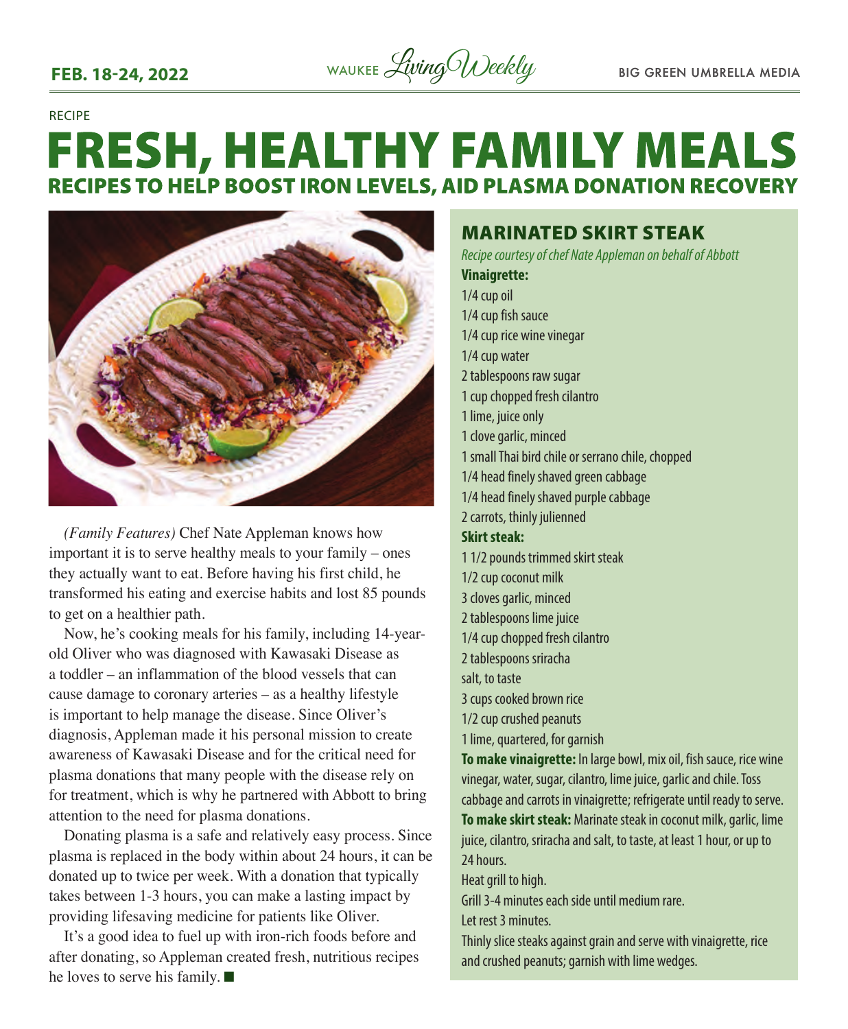RECIPE

# FRESH, HEALTHY FAMILY MEALS

## RECIPES TO HELP BOOST IRON LEVELS, AID PLASMA DONATION RECOVERY

*(Family Features)* Chef Nate Appleman knows how important it is to serve healthy meals to your family – ones they actually want to eat. Before having his first child, he transformed his eating and exercise habits and lost 85 pounds to get on a healthier path.

Now, he's cooking meals for his family, including 14-year-old Oliver who was diagnosed with Kawasaki Disease as a toddler – an inflammation of the blood vessels that can cause damage to coronary arteries – as a healthy lifestyle is important to help manage the disease. Since Oliver's diagnosis, Appleman made it his personal mission to create awareness of Kawasaki Disease and for the critical need for plasma donations that many people with the disease rely on for treatment, which is why he partnered with Abbott to bring attention to the need for plasma donations.

Donating plasma is a safe and relatively easy process. Since plasma is replaced in the body within about 24 hours, it can be donated up to twice per week. With a donation that typically takes between 1-3 hours, you can make a lasting impact by providing lifesaving medicine for patients like Oliver.

It's a good idea to fuel up with iron-rich foods before and after donating, so Appleman created fresh, nutritious recipes he loves to serve his family. ■

### MARINATED SKIRT STEAK

*Recipe courtesy of chef Nate Appleman on behalf of Abbott*

**Vinaigrette:**

1/4 cup oil
1/4 cup fish sauce
1/4 cup rice wine vinegar
1/4 cup water
2 tablespoons raw sugar
1 cup chopped fresh cilantro
1 lime, juice only
1 clove garlic, minced
1 small Thai bird chile or serrano chile, chopped
1/4 head finely shaved green cabbage
1/4 head finely shaved purple cabbage
2 carrots, thinly julienned

**Skirt steak:**

1 1/2 pounds trimmed skirt steak
1/2 cup coconut milk
3 cloves garlic, minced
2 tablespoons lime juice
1/4 cup chopped fresh cilantro
2 tablespoons sriracha
salt, to taste
3 cups cooked brown rice
1/2 cup crushed peanuts
1 lime, quartered, for garnish

**To make vinaigrette:** In large bowl, mix oil, fish sauce, rice wine vinegar, water, sugar, cilantro, lime juice, garlic and chile. Toss cabbage and carrots in vinaigrette; refrigerate until ready to serve.

**To make skirt steak:** Marinate steak in coconut milk, garlic, lime juice, cilantro, sriracha and salt, to taste, at least 1 hour, or up to 24 hours.

Heat grill to high.

Grill 3-4 minutes each side until medium rare.

Let rest 3 minutes.

Thinly slice steaks against grain and serve with vinaigrette, rice and crushed peanuts; garnish with lime wedges.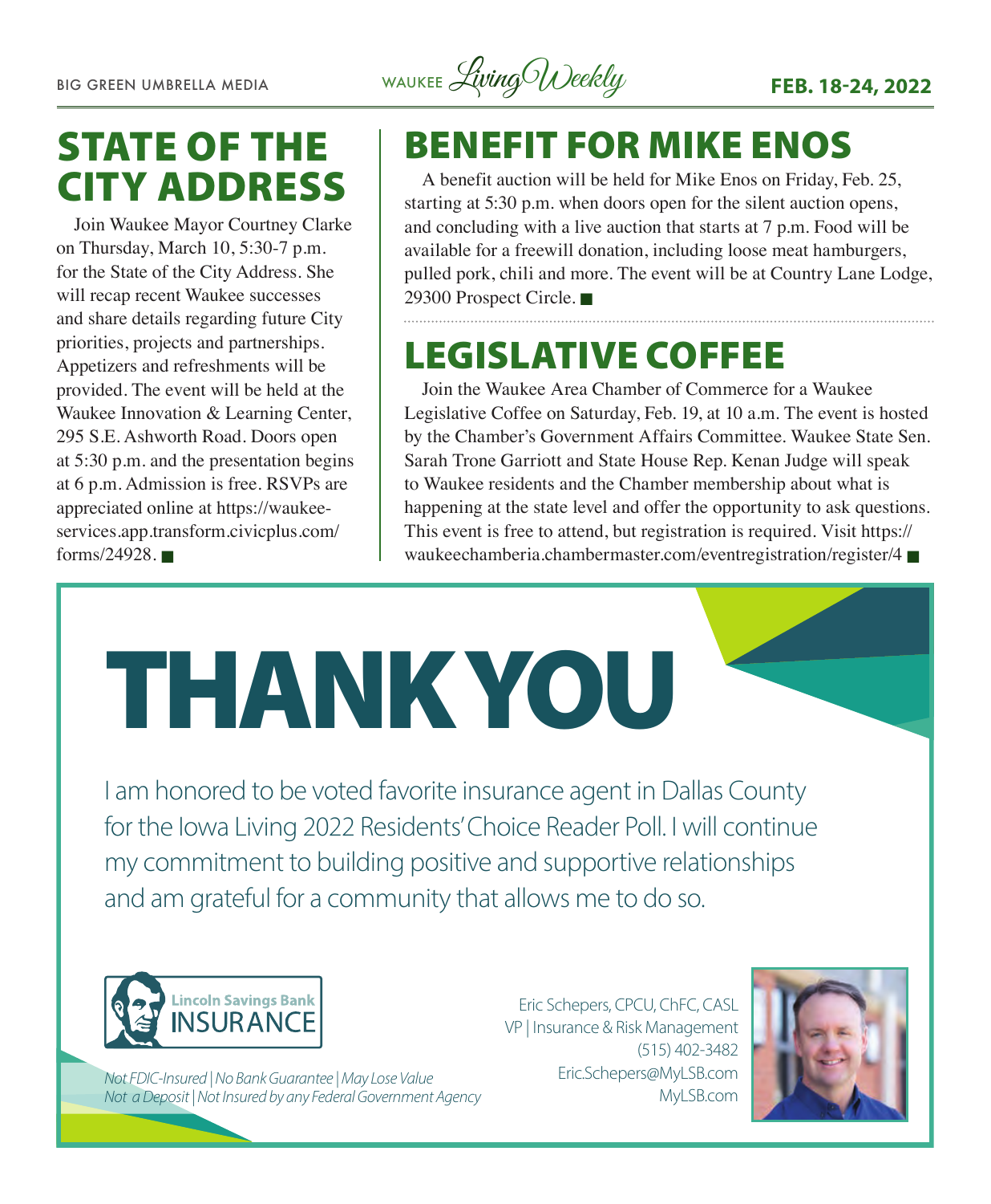# STATE OF THE CITY ADDRESS

Join Waukee Mayor Courtney Clarke on Thursday, March 10, 5:30-7 p.m. for the State of the City Address. She will recap recent Waukee successes and share details regarding future City priorities, projects and partnerships. Appetizers and refreshments will be provided. The event will be held at the Waukee Innovation & Learning Center, 295 S.E. Ashworth Road. Doors open at 5:30 p.m. and the presentation begins at 6 p.m. Admission is free. RSVPs are appreciated online at https://waukee-services.app.transform.civicplus.com/forms/24928. ■

# BENEFIT FOR MIKE ENOS

A benefit auction will be held for Mike Enos on Friday, Feb. 25, starting at 5:30 p.m. when doors open for the silent auction opens, and concluding with a live auction that starts at 7 p.m. Food will be available for a freewill donation, including loose meat hamburgers, pulled pork, chili and more. The event will be at Country Lane Lodge, 29300 Prospect Circle. ■

# LEGISLATIVE COFFEE

Join the Waukee Area Chamber of Commerce for a Waukee Legislative Coffee on Saturday, Feb. 19, at 10 a.m. The event is hosted by the Chamber's Government Affairs Committee. Waukee State Sen. Sarah Trone Garriott and State House Rep. Kenan Judge will speak to Waukee residents and the Chamber membership about what is happening at the state level and offer the opportunity to ask questions. This event is free to attend, but registration is required. Visit https://waukeechamberia.chambermaster.com/eventregistration/register/4 ■

# THANK YOU

I am honored to be voted favorite insurance agent in Dallas County for the Iowa Living 2022 Residents' Choice Reader Poll. I will continue my commitment to building positive and supportive relationships and am grateful for a community that allows me to do so.

Lincoln Savings Bank INSURANCE

*Not FDIC-Insured | No Bank Guarantee | May Lose Value*
*Not a Deposit | Not Insured by any Federal Government Agency*

Eric Schepers, CPCU, ChFC, CASL
VP | Insurance & Risk Management
(515) 402-3482
Eric.Schepers@MyLSB.com
MyLSB.com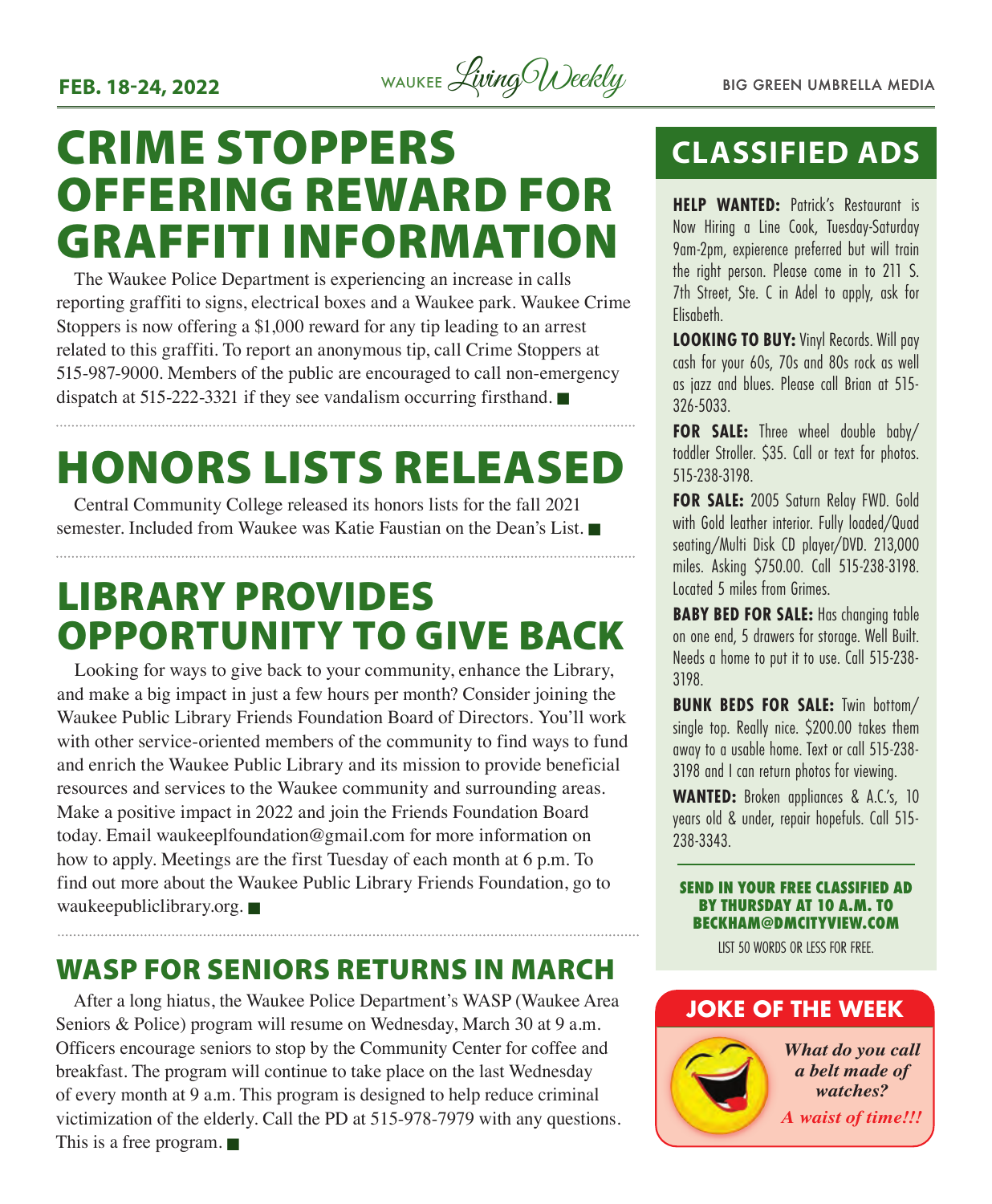# CRIME STOPPERS OFFERING REWARD FOR GRAFFITI INFORMATION

The Waukee Police Department is experiencing an increase in calls reporting graffiti to signs, electrical boxes and a Waukee park. Waukee Crime Stoppers is now offering a $1,000 reward for any tip leading to an arrest related to this graffiti. To report an anonymous tip, call Crime Stoppers at 515-987-9000. Members of the public are encouraged to call non-emergency dispatch at 515-222-3321 if they see vandalism occurring firsthand. ■

# HONORS LISTS RELEASED

Central Community College released its honors lists for the fall 2021 semester. Included from Waukee was Katie Faustian on the Dean's List. ■

# LIBRARY PROVIDES OPPORTUNITY TO GIVE BACK

Looking for ways to give back to your community, enhance the Library, and make a big impact in just a few hours per month? Consider joining the Waukee Public Library Friends Foundation Board of Directors. You'll work with other service-oriented members of the community to find ways to fund and enrich the Waukee Public Library and its mission to provide beneficial resources and services to the Waukee community and surrounding areas. Make a positive impact in 2022 and join the Friends Foundation Board today. Email waukeeplfoundation@gmail.com for more information on how to apply. Meetings are the first Tuesday of each month at 6 p.m. To find out more about the Waukee Public Library Friends Foundation, go to waukeepubliclibrary.org. ■

## WASP FOR SENIORS RETURNS IN MARCH

After a long hiatus, the Waukee Police Department's WASP (Waukee Area Seniors & Police) program will resume on Wednesday, March 30 at 9 a.m. Officers encourage seniors to stop by the Community Center for coffee and breakfast. The program will continue to take place on the last Wednesday of every month at 9 a.m. This program is designed to help reduce criminal victimization of the elderly. Call the PD at 515-978-7979 with any questions. This is a free program. ■

## CLASSIFIED ADS

**HELP WANTED:** Patrick's Restaurant is Now Hiring a Line Cook, Tuesday-Saturday 9am-2pm, experience preferred but will train the right person. Please come in to 211 S. 7th Street, Ste. C in Adel to apply, ask for Elisabeth.

**LOOKING TO BUY:** Vinyl Records. Will pay cash for your 60s, 70s and 80s rock as well as jazz and blues. Please call Brian at 515-326-5033.

**FOR SALE:** Three wheel double baby/toddler Stroller. $35. Call or text for photos. 515-238-3198.

**FOR SALE:** 2005 Saturn Relay FWD. Gold with Gold leather interior. Fully loaded/Quad seating/Multi Disk CD player/DVD. 213,000 miles. Asking $750.00. Call 515-238-3198. Located 5 miles from Grimes.

**BABY BED FOR SALE:** Has changing table on one end, 5 drawers for storage. Well Built. Needs a home to put it to use. Call 515-238-3198.

**BUNK BEDS FOR SALE:** Twin bottom/single top. Really nice. $200.00 takes them away to a usable home. Text or call 515-238-3198 and I can return photos for viewing.

**WANTED:** Broken appliances & A.C.'s, 10 years old & under, repair hopefuls. Call 515-238-3343.

**SEND IN YOUR FREE CLASSIFIED AD BY THURSDAY AT 10 A.M. TO BECKHAM@DMCITYVIEW.COM**

LIST 50 WORDS OR LESS FOR FREE.

## JOKE OF THE WEEK

*What do you call a belt made of watches?*

*A waist of time!!!*